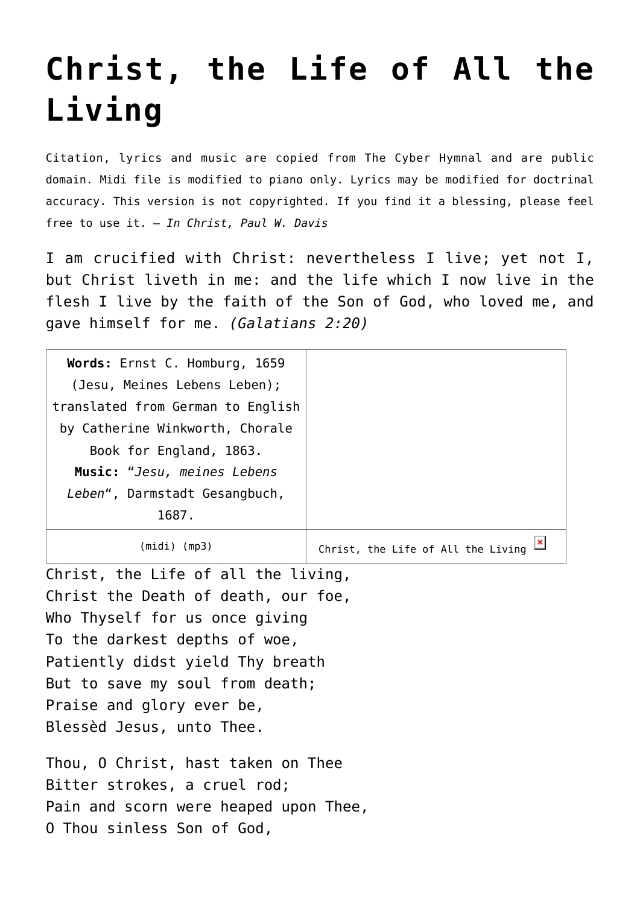# Christ, the Life of All the Living

Citation, lyrics and music are copied from The Cyber Hymnal and are public domain. Midi file is modified to piano only. Lyrics may be modified for doctrinal accuracy. This version is not copyrighted. If you find it a blessing, please feel free to use it. – *In Christ, Paul W. Davis*

I am crucified with Christ: nevertheless I live; yet not I, but Christ liveth in me: and the life which I now live in the flesh I live by the faith of the Son of God, who loved me, and gave himself for me. *(Galatians 2:20)*

| **Words:** Ernst C. Homburg, 1659 (Jesu, Meines Lebens Leben); translated from German to English by Catherine Winkworth, Chorale Book for England, 1863. **Music:** "*Jesu, meines Lebens Leben*", Darmstadt Gesangbuch, 1687. | |
|---|---|
| (midi) (mp3) | Christ, the Life of All the Living |

Christ, the Life of all the living,
Christ the Death of death, our foe,
Who Thyself for us once giving
To the darkest depths of woe,
Patiently didst yield Thy breath
But to save my soul from death;
Praise and glory ever be,
Blessèd Jesus, unto Thee.

Thou, O Christ, hast taken on Thee
Bitter strokes, a cruel rod;
Pain and scorn were heaped upon Thee,
O Thou sinless Son of God,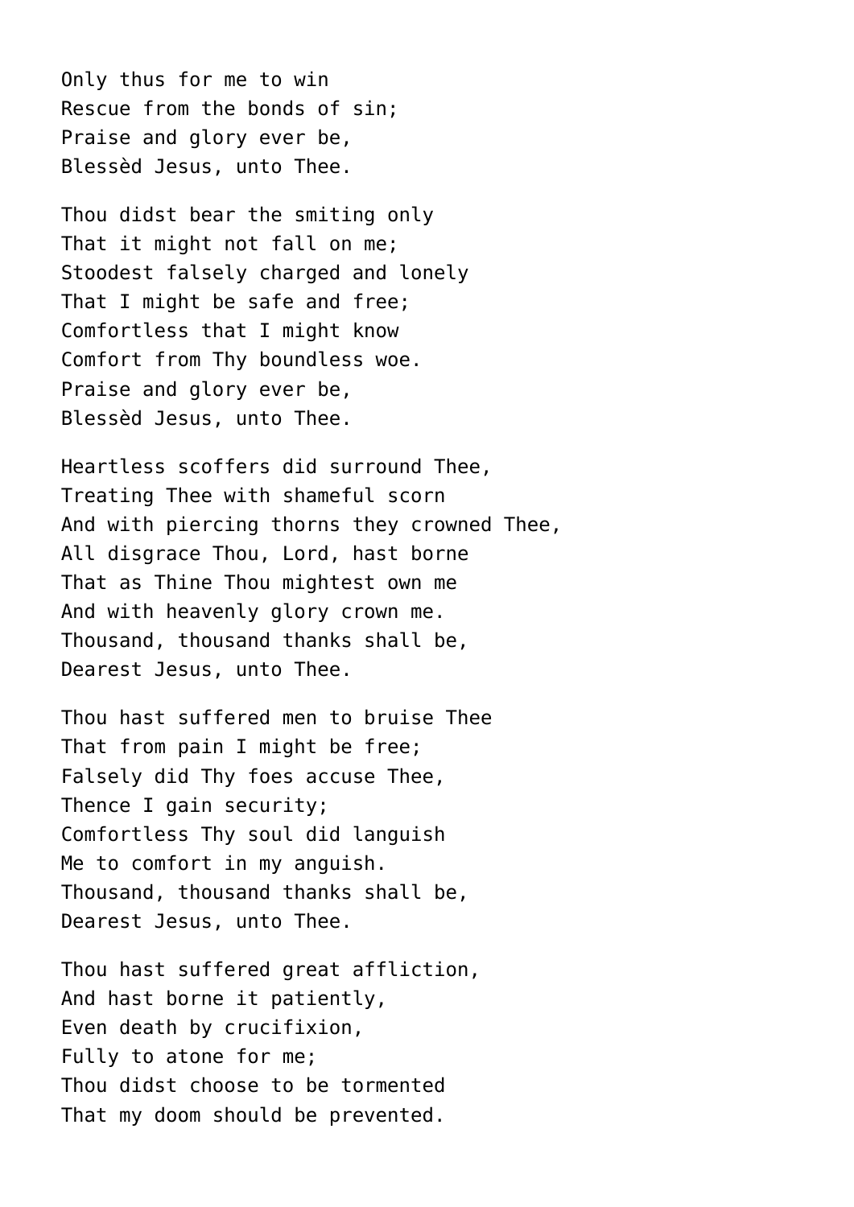Only thus for me to win
Rescue from the bonds of sin;
Praise and glory ever be,
Blessèd Jesus, unto Thee.

Thou didst bear the smiting only
That it might not fall on me;
Stoodest falsely charged and lonely
That I might be safe and free;
Comfortless that I might know
Comfort from Thy boundless woe.
Praise and glory ever be,
Blessèd Jesus, unto Thee.

Heartless scoffers did surround Thee,
Treating Thee with shameful scorn
And with piercing thorns they crowned Thee,
All disgrace Thou, Lord, hast borne
That as Thine Thou mightest own me
And with heavenly glory crown me.
Thousand, thousand thanks shall be,
Dearest Jesus, unto Thee.

Thou hast suffered men to bruise Thee
That from pain I might be free;
Falsely did Thy foes accuse Thee,
Thence I gain security;
Comfortless Thy soul did languish
Me to comfort in my anguish.
Thousand, thousand thanks shall be,
Dearest Jesus, unto Thee.

Thou hast suffered great affliction,
And hast borne it patiently,
Even death by crucifixion,
Fully to atone for me;
Thou didst choose to be tormented
That my doom should be prevented.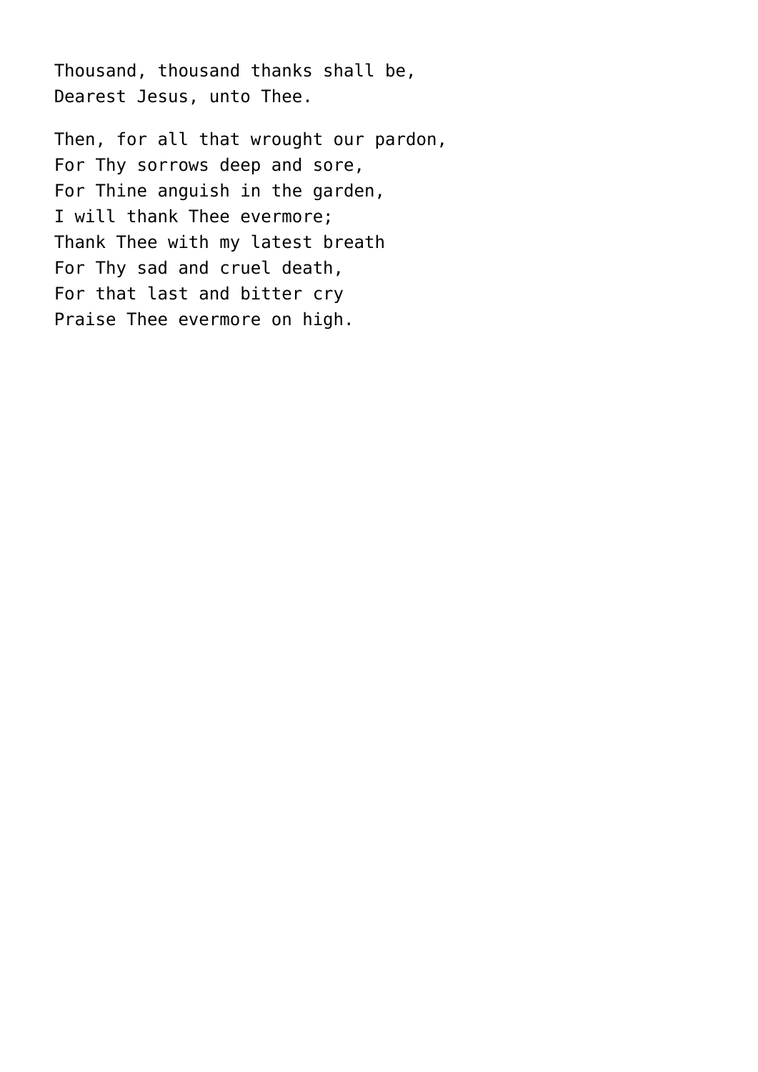Thousand, thousand thanks shall be,  
Dearest Jesus, unto Thee.

Then, for all that wrought our pardon,  
For Thy sorrows deep and sore,  
For Thine anguish in the garden,  
I will thank Thee evermore;  
Thank Thee with my latest breath  
For Thy sad and cruel death,  
For that last and bitter cry  
Praise Thee evermore on high.